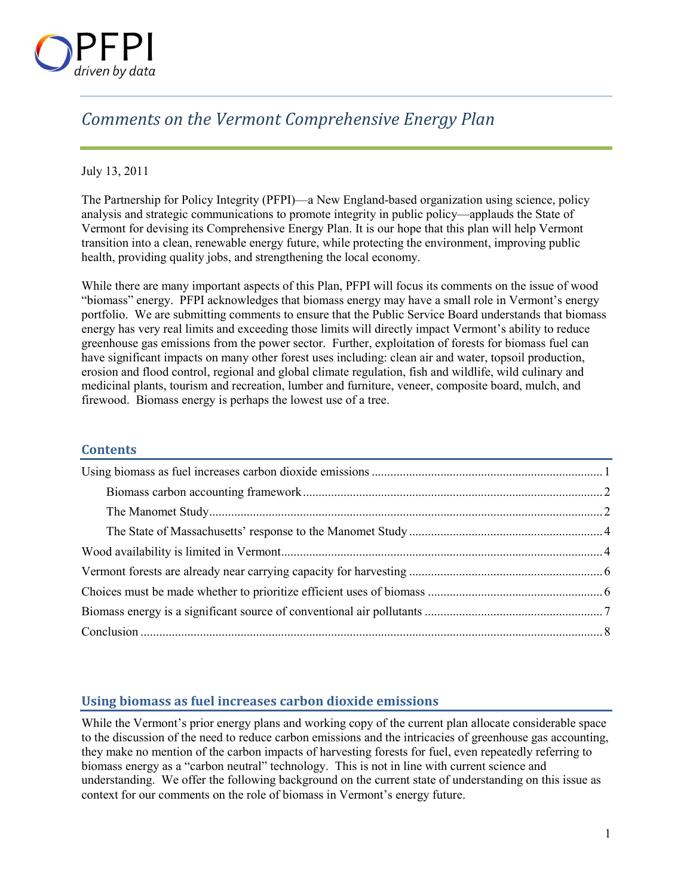PFPI
*driven by data*

# *Comments on the Vermont Comprehensive Energy Plan*

July 13, 2011

The Partnership for Policy Integrity (PFPI)—a New England-based organization using science, policy analysis and strategic communications to promote integrity in public policy—applauds the State of Vermont for devising its Comprehensive Energy Plan. It is our hope that this plan will help Vermont transition into a clean, renewable energy future, while protecting the environment, improving public health, providing quality jobs, and strengthening the local economy.

While there are many important aspects of this Plan, PFPI will focus its comments on the issue of wood "biomass" energy. PFPI acknowledges that biomass energy may have a small role in Vermont's energy portfolio. We are submitting comments to ensure that the Public Service Board understands that biomass energy has very real limits and exceeding those limits will directly impact Vermont's ability to reduce greenhouse gas emissions from the power sector. Further, exploitation of forests for biomass fuel can have significant impacts on many other forest uses including: clean air and water, topsoil production, erosion and flood control, regional and global climate regulation, fish and wildlife, wild culinary and medicinal plants, tourism and recreation, lumber and furniture, veneer, composite board, mulch, and firewood. Biomass energy is perhaps the lowest use of a tree.

## Contents

- Using biomass as fuel increases carbon dioxide emissions ..... 1
  - Biomass carbon accounting framework ..... 2
  - The Manomet Study ..... 2
  - The State of Massachusetts' response to the Manomet Study ..... 4
- Wood availability is limited in Vermont ..... 4
- Vermont forests are already near carrying capacity for harvesting ..... 6
- Choices must be made whether to prioritize efficient uses of biomass ..... 6
- Biomass energy is a significant source of conventional air pollutants ..... 7
- Conclusion ..... 8

## Using biomass as fuel increases carbon dioxide emissions

While the Vermont's prior energy plans and working copy of the current plan allocate considerable space to the discussion of the need to reduce carbon emissions and the intricacies of greenhouse gas accounting, they make no mention of the carbon impacts of harvesting forests for fuel, even repeatedly referring to biomass energy as a "carbon neutral" technology. This is not in line with current science and understanding. We offer the following background on the current state of understanding on this issue as context for our comments on the role of biomass in Vermont's energy future.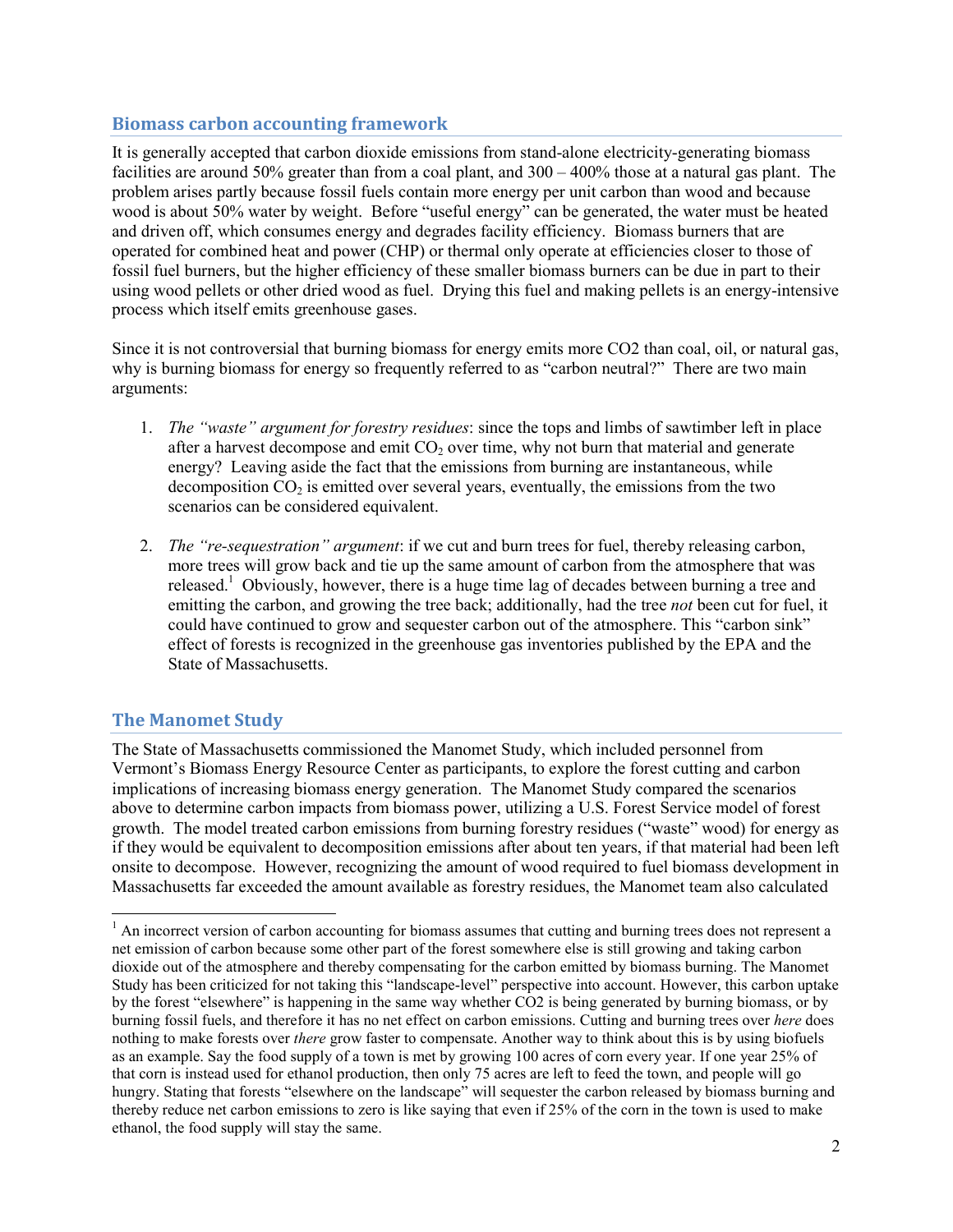## Biomass carbon accounting framework

It is generally accepted that carbon dioxide emissions from stand-alone electricity-generating biomass facilities are around 50% greater than from a coal plant, and 300 – 400% those at a natural gas plant. The problem arises partly because fossil fuels contain more energy per unit carbon than wood and because wood is about 50% water by weight. Before "useful energy" can be generated, the water must be heated and driven off, which consumes energy and degrades facility efficiency. Biomass burners that are operated for combined heat and power (CHP) or thermal only operate at efficiencies closer to those of fossil fuel burners, but the higher efficiency of these smaller biomass burners can be due in part to their using wood pellets or other dried wood as fuel. Drying this fuel and making pellets is an energy-intensive process which itself emits greenhouse gases.

Since it is not controversial that burning biomass for energy emits more CO2 than coal, oil, or natural gas, why is burning biomass for energy so frequently referred to as "carbon neutral?" There are two main arguments:

1. *The "waste" argument for forestry residues*: since the tops and limbs of sawtimber left in place after a harvest decompose and emit $CO_2$ over time, why not burn that material and generate energy? Leaving aside the fact that the emissions from burning are instantaneous, while decomposition $CO_2$ is emitted over several years, eventually, the emissions from the two scenarios can be considered equivalent.

2. *The "re-sequestration" argument*: if we cut and burn trees for fuel, thereby releasing carbon, more trees will grow back and tie up the same amount of carbon from the atmosphere that was released.[1] Obviously, however, there is a huge time lag of decades between burning a tree and emitting the carbon, and growing the tree back; additionally, had the tree *not* been cut for fuel, it could have continued to grow and sequester carbon out of the atmosphere. This "carbon sink" effect of forests is recognized in the greenhouse gas inventories published by the EPA and the State of Massachusetts.

## The Manomet Study

The State of Massachusetts commissioned the Manomet Study, which included personnel from Vermont's Biomass Energy Resource Center as participants, to explore the forest cutting and carbon implications of increasing biomass energy generation. The Manomet Study compared the scenarios above to determine carbon impacts from biomass power, utilizing a U.S. Forest Service model of forest growth. The model treated carbon emissions from burning forestry residues ("waste" wood) for energy as if they would be equivalent to decomposition emissions after about ten years, if that material had been left onsite to decompose. However, recognizing the amount of wood required to fuel biomass development in Massachusetts far exceeded the amount available as forestry residues, the Manomet team also calculated

[1] An incorrect version of carbon accounting for biomass assumes that cutting and burning trees does not represent a net emission of carbon because some other part of the forest somewhere else is still growing and taking carbon dioxide out of the atmosphere and thereby compensating for the carbon emitted by biomass burning. The Manomet Study has been criticized for not taking this "landscape-level" perspective into account. However, this carbon uptake by the forest "elsewhere" is happening in the same way whether CO2 is being generated by burning biomass, or by burning fossil fuels, and therefore it has no net effect on carbon emissions. Cutting and burning trees over *here* does nothing to make forests over *there* grow faster to compensate. Another way to think about this is by using biofuels as an example. Say the food supply of a town is met by growing 100 acres of corn every year. If one year 25% of that corn is instead used for ethanol production, then only 75 acres are left to feed the town, and people will go hungry. Stating that forests "elsewhere on the landscape" will sequester the carbon released by biomass burning and thereby reduce net carbon emissions to zero is like saying that even if 25% of the corn in the town is used to make ethanol, the food supply will stay the same.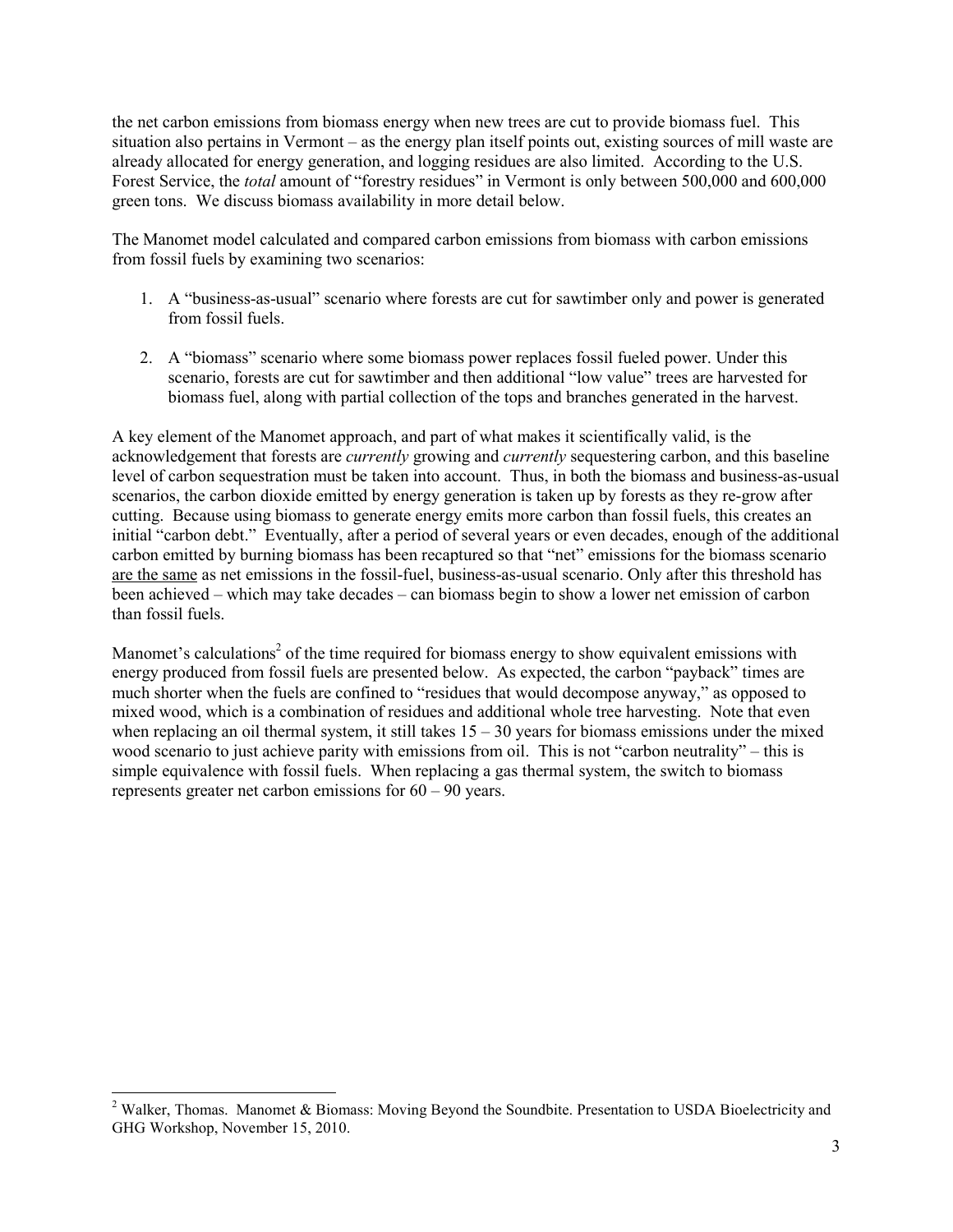the net carbon emissions from biomass energy when new trees are cut to provide biomass fuel. This situation also pertains in Vermont – as the energy plan itself points out, existing sources of mill waste are already allocated for energy generation, and logging residues are also limited. According to the U.S. Forest Service, the *total* amount of "forestry residues" in Vermont is only between 500,000 and 600,000 green tons. We discuss biomass availability in more detail below.

The Manomet model calculated and compared carbon emissions from biomass with carbon emissions from fossil fuels by examining two scenarios:

1. A "business-as-usual" scenario where forests are cut for sawtimber only and power is generated from fossil fuels.
2. A "biomass" scenario where some biomass power replaces fossil fueled power. Under this scenario, forests are cut for sawtimber and then additional "low value" trees are harvested for biomass fuel, along with partial collection of the tops and branches generated in the harvest.

A key element of the Manomet approach, and part of what makes it scientifically valid, is the acknowledgement that forests are *currently* growing and *currently* sequestering carbon, and this baseline level of carbon sequestration must be taken into account. Thus, in both the biomass and business-as-usual scenarios, the carbon dioxide emitted by energy generation is taken up by forests as they re-grow after cutting. Because using biomass to generate energy emits more carbon than fossil fuels, this creates an initial "carbon debt." Eventually, after a period of several years or even decades, enough of the additional carbon emitted by burning biomass has been recaptured so that "net" emissions for the biomass scenario <u>are the same</u> as net emissions in the fossil-fuel, business-as-usual scenario. Only after this threshold has been achieved – which may take decades – can biomass begin to show a lower net emission of carbon than fossil fuels.

Manomet's calculations[2] of the time required for biomass energy to show equivalent emissions with energy produced from fossil fuels are presented below. As expected, the carbon "payback" times are much shorter when the fuels are confined to "residues that would decompose anyway," as opposed to mixed wood, which is a combination of residues and additional whole tree harvesting. Note that even when replacing an oil thermal system, it still takes 15 – 30 years for biomass emissions under the mixed wood scenario to just achieve parity with emissions from oil. This is not "carbon neutrality" – this is simple equivalence with fossil fuels. When replacing a gas thermal system, the switch to biomass represents greater net carbon emissions for 60 – 90 years.

[2] Walker, Thomas. Manomet & Biomass: Moving Beyond the Soundbite. Presentation to USDA Bioelectricity and GHG Workshop, November 15, 2010.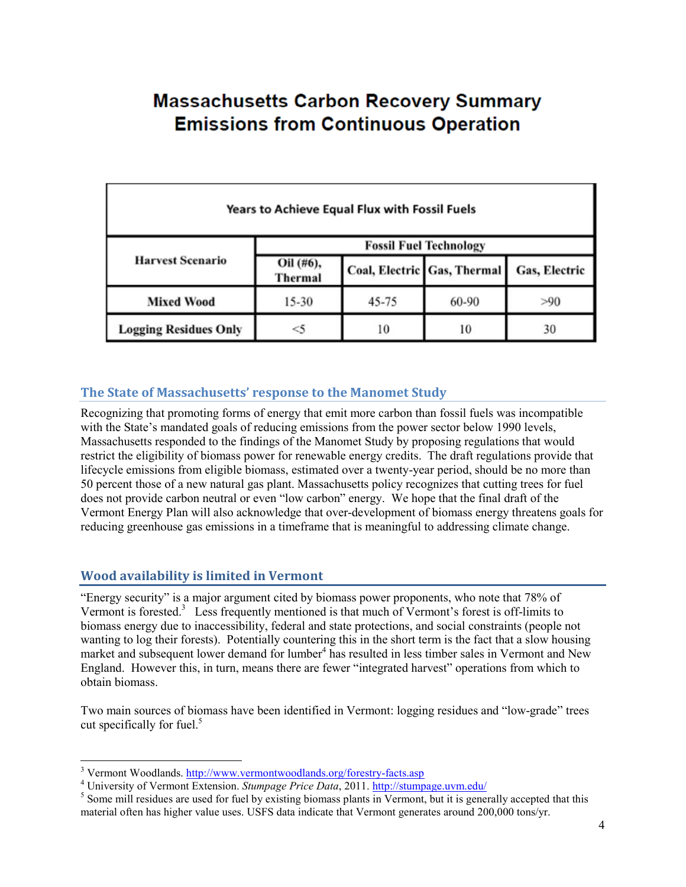# Massachusetts Carbon Recovery Summary
# Emissions from Continuous Operation

| Years to Achieve Equal Flux with Fossil Fuels | | | | |
|---|---|---|---|---|
| **Harvest Scenario** | **Fossil Fuel Technology** | | | |
| | **Oil (#6), Thermal** | **Coal, Electric** | **Gas, Thermal** | **Gas, Electric** |
| **Mixed Wood** | 15-30 | 45-75 | 60-90 | >90 |
| **Logging Residues Only** | <5 | 10 | 10 | 30 |

## The State of Massachusetts' response to the Manomet Study

Recognizing that promoting forms of energy that emit more carbon than fossil fuels was incompatible with the State's mandated goals of reducing emissions from the power sector below 1990 levels, Massachusetts responded to the findings of the Manomet Study by proposing regulations that would restrict the eligibility of biomass power for renewable energy credits. The draft regulations provide that lifecycle emissions from eligible biomass, estimated over a twenty-year period, should be no more than 50 percent those of a new natural gas plant. Massachusetts policy recognizes that cutting trees for fuel does not provide carbon neutral or even "low carbon" energy. We hope that the final draft of the Vermont Energy Plan will also acknowledge that over-development of biomass energy threatens goals for reducing greenhouse gas emissions in a timeframe that is meaningful to addressing climate change.

## Wood availability is limited in Vermont

"Energy security" is a major argument cited by biomass power proponents, who note that 78% of Vermont is forested.[3] Less frequently mentioned is that much of Vermont's forest is off-limits to biomass energy due to inaccessibility, federal and state protections, and social constraints (people not wanting to log their forests). Potentially countering this in the short term is the fact that a slow housing market and subsequent lower demand for lumber[4] has resulted in less timber sales in Vermont and New England. However this, in turn, means there are fewer "integrated harvest" operations from which to obtain biomass.

Two main sources of biomass have been identified in Vermont: logging residues and "low-grade" trees cut specifically for fuel.[5]

---

[3] Vermont Woodlands. http://www.vermontwoodlands.org/forestry-facts.asp

[4] University of Vermont Extension. *Stumpage Price Data*, 2011. http://stumpage.uvm.edu/

[5] Some mill residues are used for fuel by existing biomass plants in Vermont, but it is generally accepted that this material often has higher value uses. USFS data indicate that Vermont generates around 200,000 tons/yr.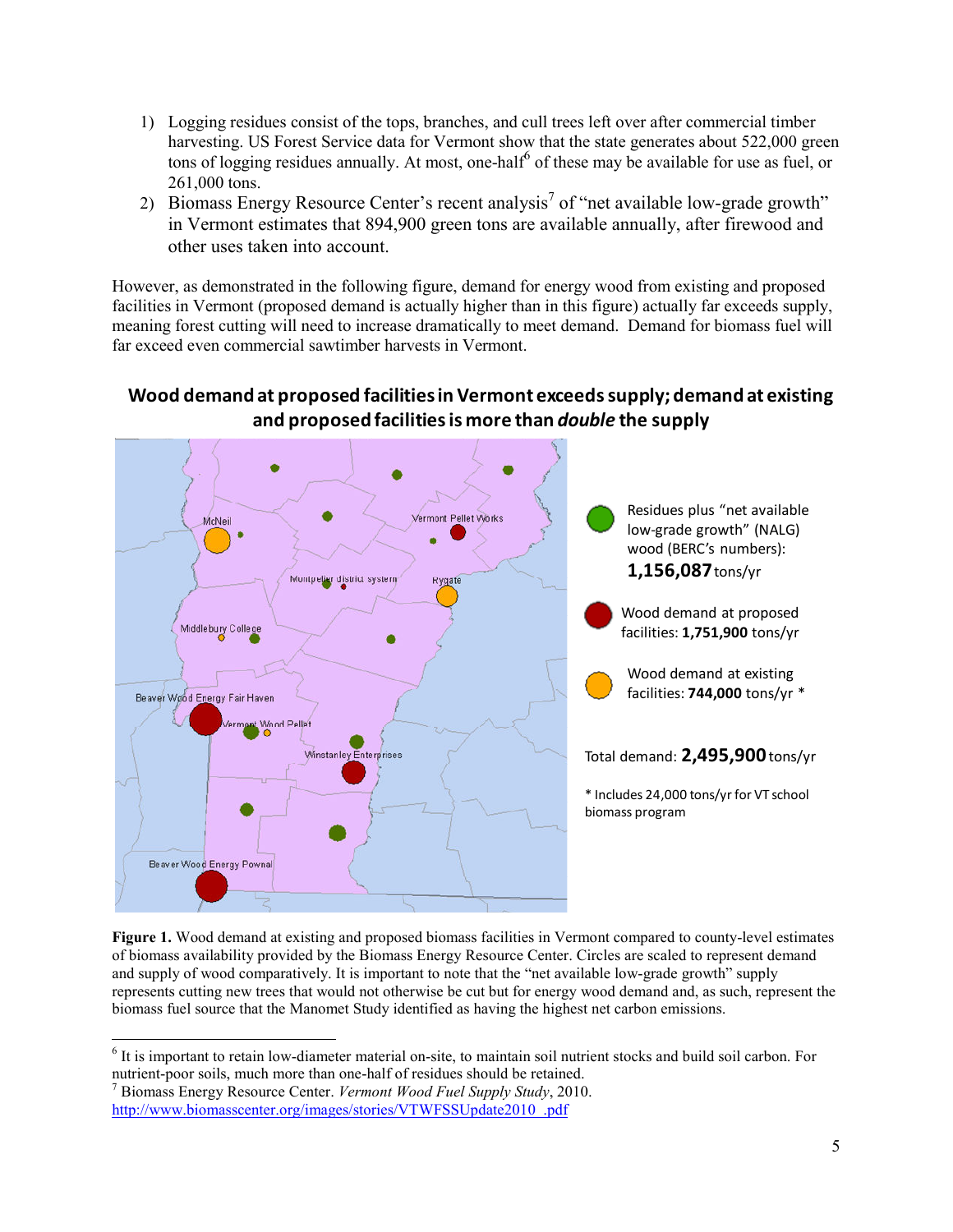1) Logging residues consist of the tops, branches, and cull trees left over after commercial timber harvesting. US Forest Service data for Vermont show that the state generates about 522,000 green tons of logging residues annually. At most, one-half[6] of these may be available for use as fuel, or 261,000 tons.
2) Biomass Energy Resource Center's recent analysis[7] of "net available low-grade growth" in Vermont estimates that 894,900 green tons are available annually, after firewood and other uses taken into account.

However, as demonstrated in the following figure, demand for energy wood from existing and proposed facilities in Vermont (proposed demand is actually higher than in this figure) actually far exceeds supply, meaning forest cutting will need to increase dramatically to meet demand. Demand for biomass fuel will far exceed even commercial sawtimber harvests in Vermont.

**Wood demand at proposed facilities in Vermont exceeds supply; demand at existing and proposed facilities is more than *double* the supply**

McNeil, Vermont Pellet Works, Montpelier district system, Rygate, Middlebury College, Beaver Wood Energy Fair Haven, Vermont Wood Pellet, Winstanley Enterprises, Beaver Wood Energy Pownal

Residues plus "net available low-grade growth" (NALG) wood (BERC's numbers): **1,156,087** tons/yr

Wood demand at proposed facilities: **1,751,900** tons/yr

Wood demand at existing facilities: **744,000** tons/yr *

Total demand: **2,495,900** tons/yr

* Includes 24,000 tons/yr for VT school biomass program

**Figure 1.** Wood demand at existing and proposed biomass facilities in Vermont compared to county-level estimates of biomass availability provided by the Biomass Energy Resource Center. Circles are scaled to represent demand and supply of wood comparatively. It is important to note that the "net available low-grade growth" supply represents cutting new trees that would not otherwise be cut but for energy wood demand and, as such, represent the biomass fuel source that the Manomet Study identified as having the highest net carbon emissions.

---

[6] It is important to retain low-diameter material on-site, to maintain soil nutrient stocks and build soil carbon. For nutrient-poor soils, much more than one-half of residues should be retained.

[7] Biomass Energy Resource Center. *Vermont Wood Fuel Supply Study*, 2010. http://www.biomasscenter.org/images/stories/VTWFSSUpdate2010_.pdf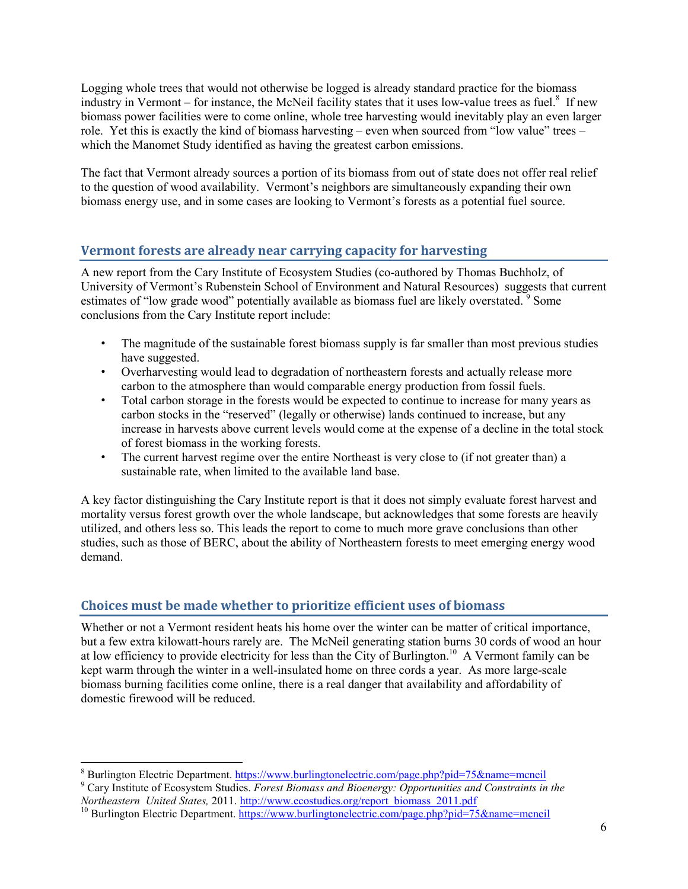Logging whole trees that would not otherwise be logged is already standard practice for the biomass industry in Vermont – for instance, the McNeil facility states that it uses low-value trees as fuel.[8] If new biomass power facilities were to come online, whole tree harvesting would inevitably play an even larger role. Yet this is exactly the kind of biomass harvesting – even when sourced from "low value" trees – which the Manomet Study identified as having the greatest carbon emissions.

The fact that Vermont already sources a portion of its biomass from out of state does not offer real relief to the question of wood availability. Vermont's neighbors are simultaneously expanding their own biomass energy use, and in some cases are looking to Vermont's forests as a potential fuel source.

## Vermont forests are already near carrying capacity for harvesting

A new report from the Cary Institute of Ecosystem Studies (co-authored by Thomas Buchholz, of University of Vermont's Rubenstein School of Environment and Natural Resources) suggests that current estimates of "low grade wood" potentially available as biomass fuel are likely overstated.[9] Some conclusions from the Cary Institute report include:

- The magnitude of the sustainable forest biomass supply is far smaller than most previous studies have suggested.
- Overharvesting would lead to degradation of northeastern forests and actually release more carbon to the atmosphere than would comparable energy production from fossil fuels.
- Total carbon storage in the forests would be expected to continue to increase for many years as carbon stocks in the "reserved" (legally or otherwise) lands continued to increase, but any increase in harvests above current levels would come at the expense of a decline in the total stock of forest biomass in the working forests.
- The current harvest regime over the entire Northeast is very close to (if not greater than) a sustainable rate, when limited to the available land base.

A key factor distinguishing the Cary Institute report is that it does not simply evaluate forest harvest and mortality versus forest growth over the whole landscape, but acknowledges that some forests are heavily utilized, and others less so. This leads the report to come to much more grave conclusions than other studies, such as those of BERC, about the ability of Northeastern forests to meet emerging energy wood demand.

## Choices must be made whether to prioritize efficient uses of biomass

Whether or not a Vermont resident heats his home over the winter can be matter of critical importance, but a few extra kilowatt-hours rarely are. The McNeil generating station burns 30 cords of wood an hour at low efficiency to provide electricity for less than the City of Burlington.[10] A Vermont family can be kept warm through the winter in a well-insulated home on three cords a year. As more large-scale biomass burning facilities come online, there is a real danger that availability and affordability of domestic firewood will be reduced.

---

[8] Burlington Electric Department. https://www.burlingtonelectric.com/page.php?pid=75&name=mcneil

[9] Cary Institute of Ecosystem Studies. *Forest Biomass and Bioenergy: Opportunities and Constraints in the Northeastern United States,* 2011. http://www.ecostudies.org/report_biomass_2011.pdf

[10] Burlington Electric Department. https://www.burlingtonelectric.com/page.php?pid=75&name=mcneil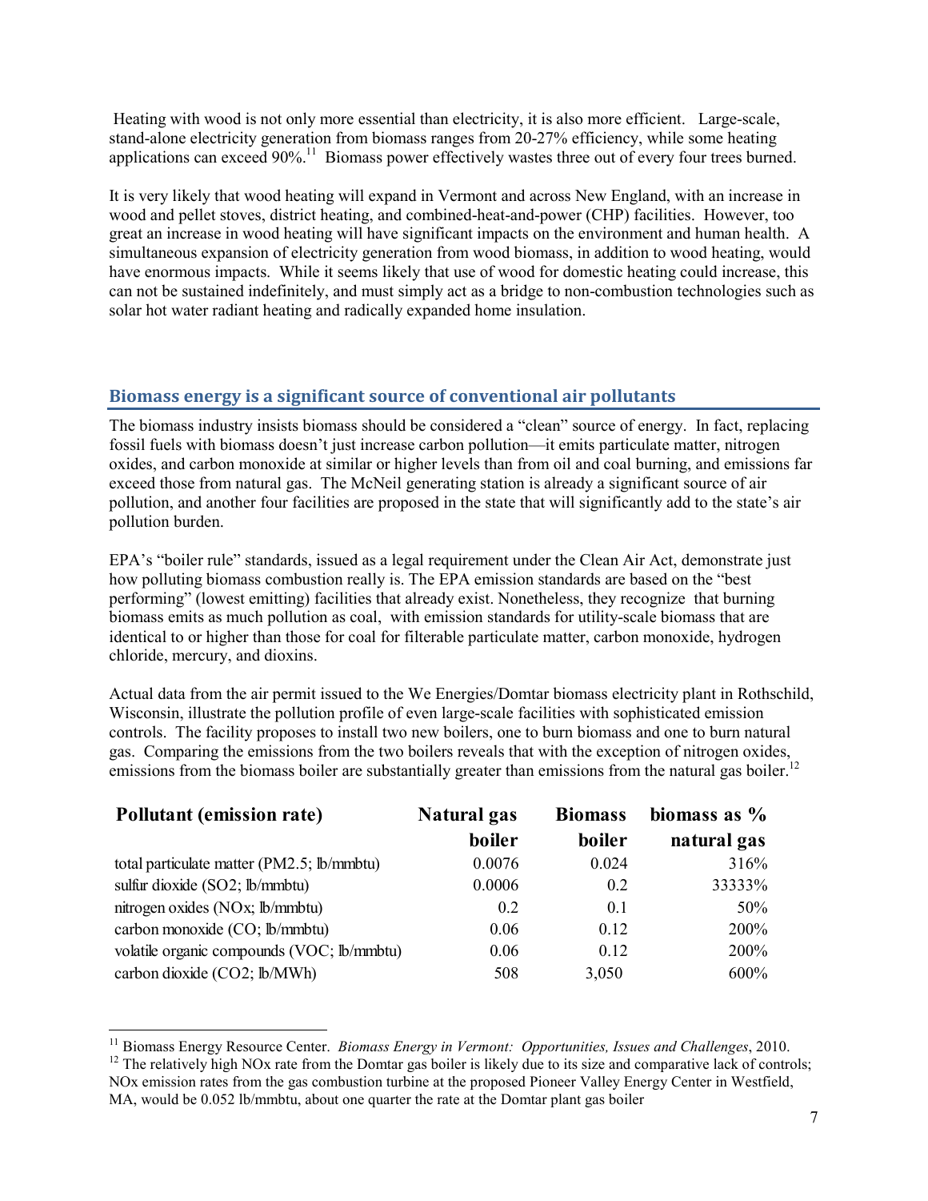Heating with wood is not only more essential than electricity, it is also more efficient. Large-scale, stand-alone electricity generation from biomass ranges from 20-27% efficiency, while some heating applications can exceed 90%.[11] Biomass power effectively wastes three out of every four trees burned.

It is very likely that wood heating will expand in Vermont and across New England, with an increase in wood and pellet stoves, district heating, and combined-heat-and-power (CHP) facilities. However, too great an increase in wood heating will have significant impacts on the environment and human health. A simultaneous expansion of electricity generation from wood biomass, in addition to wood heating, would have enormous impacts. While it seems likely that use of wood for domestic heating could increase, this can not be sustained indefinitely, and must simply act as a bridge to non-combustion technologies such as solar hot water radiant heating and radically expanded home insulation.

## Biomass energy is a significant source of conventional air pollutants

The biomass industry insists biomass should be considered a "clean" source of energy. In fact, replacing fossil fuels with biomass doesn't just increase carbon pollution—it emits particulate matter, nitrogen oxides, and carbon monoxide at similar or higher levels than from oil and coal burning, and emissions far exceed those from natural gas. The McNeil generating station is already a significant source of air pollution, and another four facilities are proposed in the state that will significantly add to the state's air pollution burden.

EPA's "boiler rule" standards, issued as a legal requirement under the Clean Air Act, demonstrate just how polluting biomass combustion really is. The EPA emission standards are based on the "best performing" (lowest emitting) facilities that already exist. Nonetheless, they recognize that burning biomass emits as much pollution as coal, with emission standards for utility-scale biomass that are identical to or higher than those for coal for filterable particulate matter, carbon monoxide, hydrogen chloride, mercury, and dioxins.

Actual data from the air permit issued to the We Energies/Domtar biomass electricity plant in Rothschild, Wisconsin, illustrate the pollution profile of even large-scale facilities with sophisticated emission controls. The facility proposes to install two new boilers, one to burn biomass and one to burn natural gas. Comparing the emissions from the two boilers reveals that with the exception of nitrogen oxides, emissions from the biomass boiler are substantially greater than emissions from the natural gas boiler.[12]

| Pollutant (emission rate) | Natural gas boiler | Biomass boiler | biomass as % natural gas |
|---|---|---|---|
| total particulate matter (PM2.5; lb/mmbtu) | 0.0076 | 0.024 | 316% |
| sulfur dioxide (SO2; lb/mmbtu) | 0.0006 | 0.2 | 33333% |
| nitrogen oxides (NOx; lb/mmbtu) | 0.2 | 0.1 | 50% |
| carbon monoxide (CO; lb/mmbtu) | 0.06 | 0.12 | 200% |
| volatile organic compounds (VOC; lb/mmbtu) | 0.06 | 0.12 | 200% |
| carbon dioxide (CO2; lb/MWh) | 508 | 3,050 | 600% |

[11] Biomass Energy Resource Center. *Biomass Energy in Vermont: Opportunities, Issues and Challenges*, 2010.

[12] The relatively high NOx rate from the Domtar gas boiler is likely due to its size and comparative lack of controls; NOx emission rates from the gas combustion turbine at the proposed Pioneer Valley Energy Center in Westfield, MA, would be 0.052 lb/mmbtu, about one quarter the rate at the Domtar plant gas boiler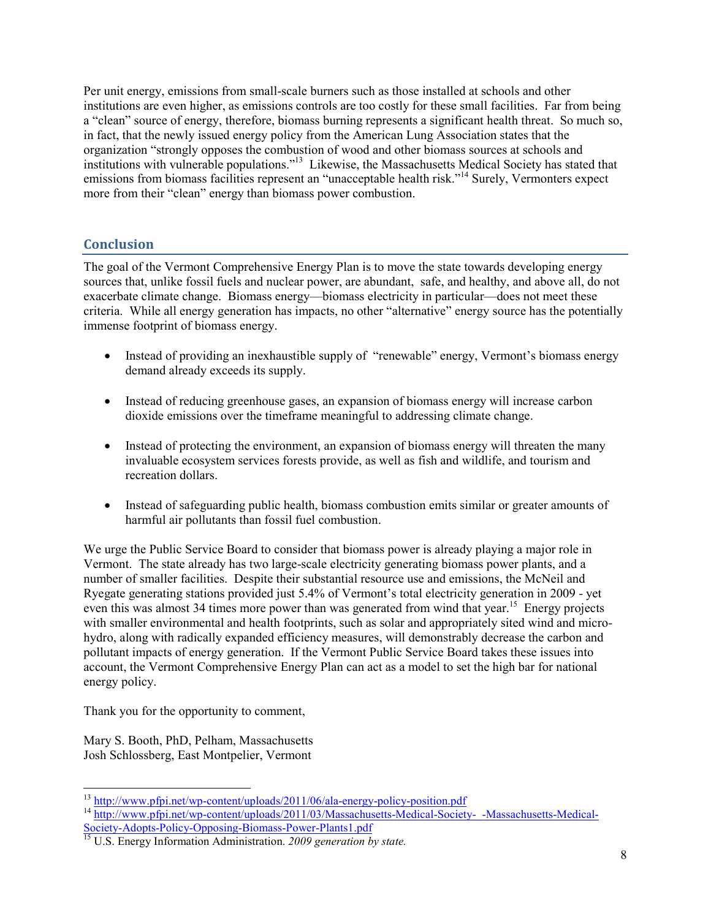Per unit energy, emissions from small-scale burners such as those installed at schools and other institutions are even higher, as emissions controls are too costly for these small facilities. Far from being a "clean" source of energy, therefore, biomass burning represents a significant health threat. So much so, in fact, that the newly issued energy policy from the American Lung Association states that the organization "strongly opposes the combustion of wood and other biomass sources at schools and institutions with vulnerable populations."[13] Likewise, the Massachusetts Medical Society has stated that emissions from biomass facilities represent an "unacceptable health risk."[14] Surely, Vermonters expect more from their "clean" energy than biomass power combustion.

## Conclusion

The goal of the Vermont Comprehensive Energy Plan is to move the state towards developing energy sources that, unlike fossil fuels and nuclear power, are abundant, safe, and healthy, and above all, do not exacerbate climate change. Biomass energy—biomass electricity in particular—does not meet these criteria. While all energy generation has impacts, no other "alternative" energy source has the potentially immense footprint of biomass energy.

- Instead of providing an inexhaustible supply of "renewable" energy, Vermont's biomass energy demand already exceeds its supply.
- Instead of reducing greenhouse gases, an expansion of biomass energy will increase carbon dioxide emissions over the timeframe meaningful to addressing climate change.
- Instead of protecting the environment, an expansion of biomass energy will threaten the many invaluable ecosystem services forests provide, as well as fish and wildlife, and tourism and recreation dollars.
- Instead of safeguarding public health, biomass combustion emits similar or greater amounts of harmful air pollutants than fossil fuel combustion.

We urge the Public Service Board to consider that biomass power is already playing a major role in Vermont. The state already has two large-scale electricity generating biomass power plants, and a number of smaller facilities. Despite their substantial resource use and emissions, the McNeil and Ryegate generating stations provided just 5.4% of Vermont's total electricity generation in 2009 - yet even this was almost 34 times more power than was generated from wind that year.[15] Energy projects with smaller environmental and health footprints, such as solar and appropriately sited wind and micro-hydro, along with radically expanded efficiency measures, will demonstrably decrease the carbon and pollutant impacts of energy generation. If the Vermont Public Service Board takes these issues into account, the Vermont Comprehensive Energy Plan can act as a model to set the high bar for national energy policy.

Thank you for the opportunity to comment,

Mary S. Booth, PhD, Pelham, Massachusetts
Josh Schlossberg, East Montpelier, Vermont

---

[13] http://www.pfpi.net/wp-content/uploads/2011/06/ala-energy-policy-position.pdf

[14] http://www.pfpi.net/wp-content/uploads/2011/03/Massachusetts-Medical-Society-_-Massachusetts-Medical-Society-Adopts-Policy-Opposing-Biomass-Power-Plants1.pdf

[15] U.S. Energy Information Administration. *2009 generation by state.*